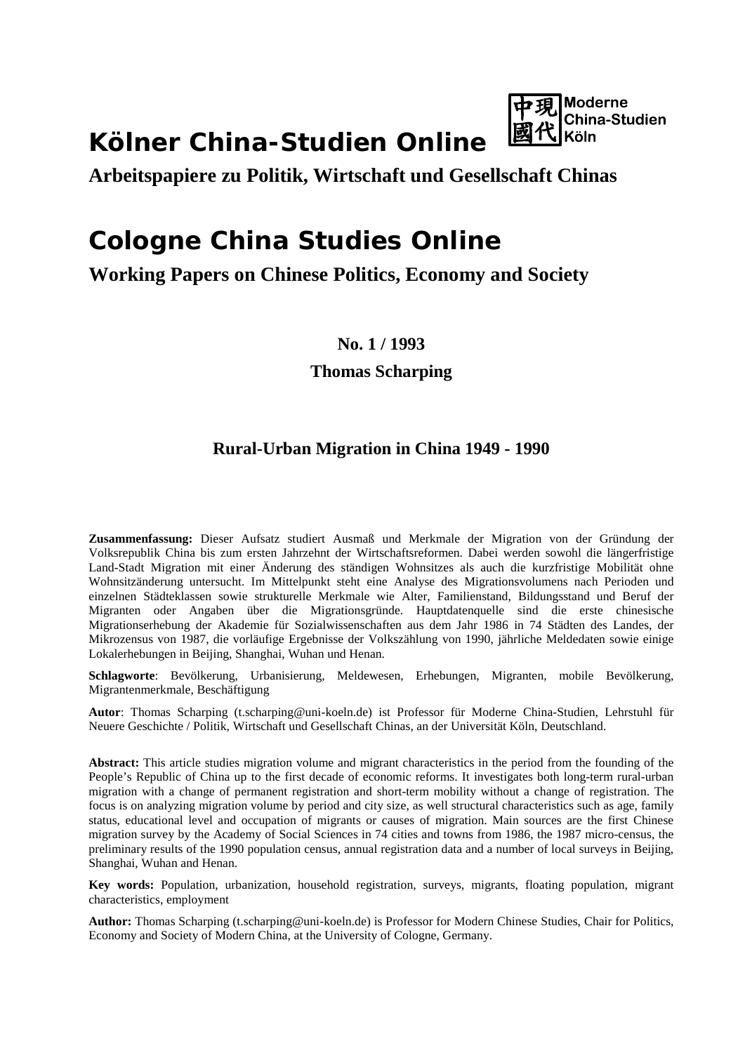# Kölner China-Studien Online

**Arbeitspapiere zu Politik, Wirtschaft und Gesellschaft Chinas**

Moderne China-Studien Köln

# Cologne China Studies Online

**Working Papers on Chinese Politics, Economy and Society**

**No. 1 / 1993**

**Thomas Scharping**

## Rural-Urban Migration in China 1949 - 1990

**Zusammenfassung:** Dieser Aufsatz studiert Ausmaß und Merkmale der Migration von der Gründung der Volksrepublik China bis zum ersten Jahrzehnt der Wirtschaftsreformen. Dabei werden sowohl die längerfristige Land-Stadt Migration mit einer Änderung des ständigen Wohnsitzes als auch die kurzfristige Mobilität ohne Wohnsitzänderung untersucht. Im Mittelpunkt steht eine Analyse des Migrationsvolumens nach Perioden und einzelnen Städteklassen sowie strukturelle Merkmale wie Alter, Familienstand, Bildungsstand und Beruf der Migranten oder Angaben über die Migrationsgründe. Hauptdatenquelle sind die erste chinesische Migrationserhebung der Akademie für Sozialwissenschaften aus dem Jahr 1986 in 74 Städten des Landes, der Mikrozensus von 1987, die vorläufige Ergebnisse der Volkszählung von 1990, jährliche Meldedaten sowie einige Lokalerhebungen in Beijing, Shanghai, Wuhan und Henan.

**Schlagworte**: Bevölkerung, Urbanisierung, Meldewesen, Erhebungen, Migranten, mobile Bevölkerung, Migrantenmerkmale, Beschäftigung

**Autor**: Thomas Scharping (t.scharping@uni-koeln.de) ist Professor für Moderne China-Studien, Lehrstuhl für Neuere Geschichte / Politik, Wirtschaft und Gesellschaft Chinas, an der Universität Köln, Deutschland.

**Abstract:** This article studies migration volume and migrant characteristics in the period from the founding of the People's Republic of China up to the first decade of economic reforms. It investigates both long-term rural-urban migration with a change of permanent registration and short-term mobility without a change of registration. The focus is on analyzing migration volume by period and city size, as well structural characteristics such as age, family status, educational level and occupation of migrants or causes of migration. Main sources are the first Chinese migration survey by the Academy of Social Sciences in 74 cities and towns from 1986, the 1987 micro-census, the preliminary results of the 1990 population census, annual registration data and a number of local surveys in Beijing, Shanghai, Wuhan and Henan.

**Key words:** Population, urbanization, household registration, surveys, migrants, floating population, migrant characteristics, employment

**Author:** Thomas Scharping (t.scharping@uni-koeln.de) is Professor for Modern Chinese Studies, Chair for Politics, Economy and Society of Modern China, at the University of Cologne, Germany.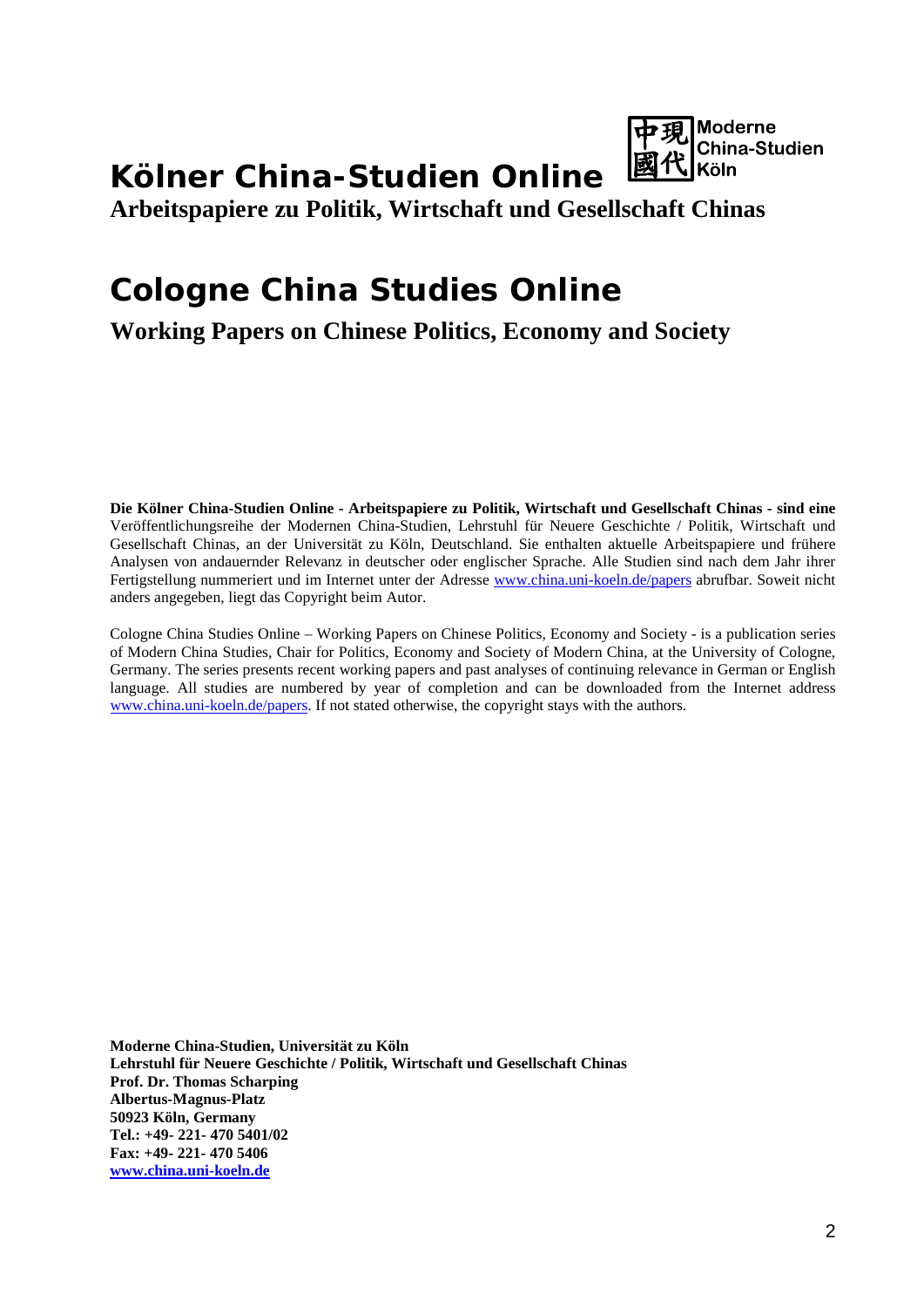# Kölner China-Studien Online

Moderne China-Studien Köln

**Arbeitspapiere zu Politik, Wirtschaft und Gesellschaft Chinas**

# Cologne China Studies Online

**Working Papers on Chinese Politics, Economy and Society**

**Die Kölner China-Studien Online - Arbeitspapiere zu Politik, Wirtschaft und Gesellschaft Chinas - sind eine** Veröffentlichungsreihe der Modernen China-Studien, Lehrstuhl für Neuere Geschichte / Politik, Wirtschaft und Gesellschaft Chinas, an der Universität zu Köln, Deutschland. Sie enthalten aktuelle Arbeitspapiere und frühere Analysen von andauernder Relevanz in deutscher oder englischer Sprache. Alle Studien sind nach dem Jahr ihrer Fertigstellung nummeriert und im Internet unter der Adresse www.china.uni-koeln.de/papers abrufbar. Soweit nicht anders angegeben, liegt das Copyright beim Autor.

Cologne China Studies Online – Working Papers on Chinese Politics, Economy and Society - is a publication series of Modern China Studies, Chair for Politics, Economy and Society of Modern China, at the University of Cologne, Germany. The series presents recent working papers and past analyses of continuing relevance in German or English language. All studies are numbered by year of completion and can be downloaded from the Internet address www.china.uni-koeln.de/papers. If not stated otherwise, the copyright stays with the authors.

**Moderne China-Studien, Universität zu Köln**
**Lehrstuhl für Neuere Geschichte / Politik, Wirtschaft und Gesellschaft Chinas**
**Prof. Dr. Thomas Scharping**
**Albertus-Magnus-Platz**
**50923 Köln, Germany**
**Tel.: +49- 221- 470 5401/02**
**Fax: +49- 221- 470 5406**
**www.china.uni-koeln.de**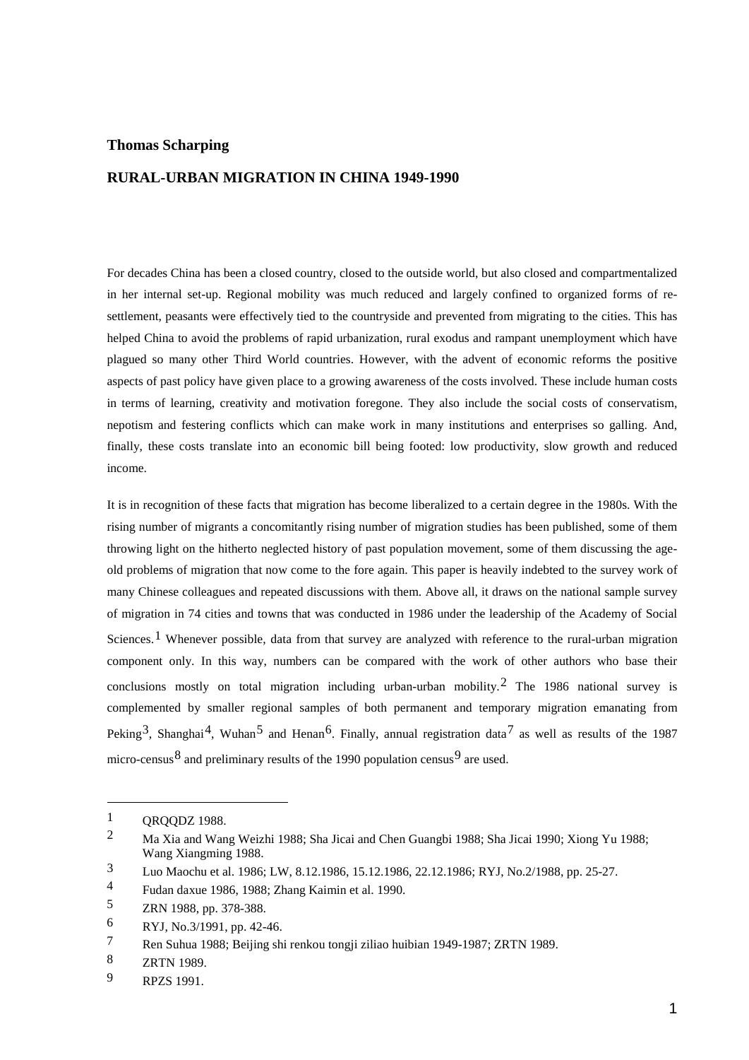**Thomas Scharping**

## RURAL-URBAN MIGRATION IN CHINA 1949-1990

For decades China has been a closed country, closed to the outside world, but also closed and compartmentalized in her internal set-up. Regional mobility was much reduced and largely confined to organized forms of re-settlement, peasants were effectively tied to the countryside and prevented from migrating to the cities. This has helped China to avoid the problems of rapid urbanization, rural exodus and rampant unemployment which have plagued so many other Third World countries. However, with the advent of economic reforms the positive aspects of past policy have given place to a growing awareness of the costs involved. These include human costs in terms of learning, creativity and motivation foregone. They also include the social costs of conservatism, nepotism and festering conflicts which can make work in many institutions and enterprises so galling. And, finally, these costs translate into an economic bill being footed: low productivity, slow growth and reduced income.

It is in recognition of these facts that migration has become liberalized to a certain degree in the 1980s. With the rising number of migrants a concomitantly rising number of migration studies has been published, some of them throwing light on the hitherto neglected history of past population movement, some of them discussing the age-old problems of migration that now come to the fore again. This paper is heavily indebted to the survey work of many Chinese colleagues and repeated discussions with them. Above all, it draws on the national sample survey of migration in 74 cities and towns that was conducted in 1986 under the leadership of the Academy of Social Sciences.[1] Whenever possible, data from that survey are analyzed with reference to the rural-urban migration component only. In this way, numbers can be compared with the work of other authors who base their conclusions mostly on total migration including urban-urban mobility.[2] The 1986 national survey is complemented by smaller regional samples of both permanent and temporary migration emanating from Peking[3], Shanghai[4], Wuhan[5] and Henan[6]. Finally, annual registration data[7] as well as results of the 1987 micro-census[8] and preliminary results of the 1990 population census[9] are used.

---

1 QRQQDZ 1988.

2 Ma Xia and Wang Weizhi 1988; Sha Jicai and Chen Guangbi 1988; Sha Jicai 1990; Xiong Yu 1988; Wang Xiangming 1988.

3 Luo Maochu et al. 1986; LW, 8.12.1986, 15.12.1986, 22.12.1986; RYJ, No.2/1988, pp. 25-27.

4 Fudan daxue 1986, 1988; Zhang Kaimin et al. 1990.

5 ZRN 1988, pp. 378-388.

6 RYJ, No.3/1991, pp. 42-46.

7 Ren Suhua 1988; Beijing shi renkou tongji ziliao huibian 1949-1987; ZRTN 1989.

8 ZRTN 1989.

9 RPZS 1991.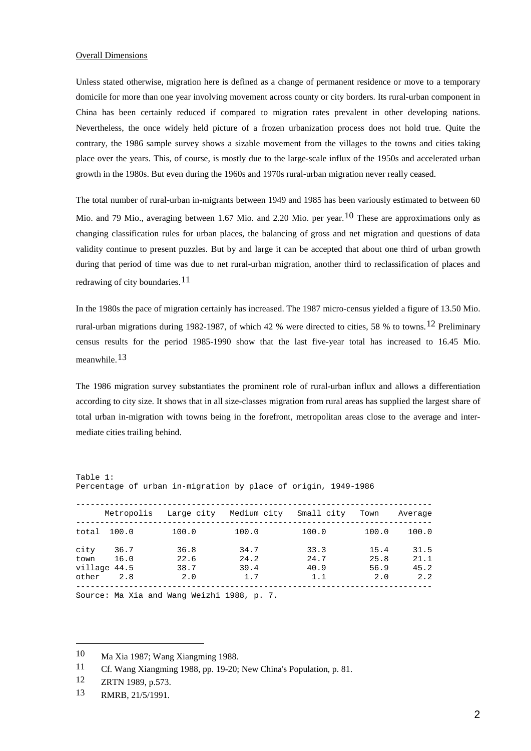Overall Dimensions

Unless stated otherwise, migration here is defined as a change of permanent residence or move to a temporary domicile for more than one year involving movement across county or city borders. Its rural-urban component in China has been certainly reduced if compared to migration rates prevalent in other developing nations. Nevertheless, the once widely held picture of a frozen urbanization process does not hold true. Quite the contrary, the 1986 sample survey shows a sizable movement from the villages to the towns and cities taking place over the years. This, of course, is mostly due to the large-scale influx of the 1950s and accelerated urban growth in the 1980s. But even during the 1960s and 1970s rural-urban migration never really ceased.

The total number of rural-urban in-migrants between 1949 and 1985 has been variously estimated to between 60 Mio. and 79 Mio., averaging between 1.67 Mio. and 2.20 Mio. per year.[10] These are approximations only as changing classification rules for urban places, the balancing of gross and net migration and questions of data validity continue to present puzzles. But by and large it can be accepted that about one third of urban growth during that period of time was due to net rural-urban migration, another third to reclassification of places and redrawing of city boundaries.[11]

In the 1980s the pace of migration certainly has increased. The 1987 micro-census yielded a figure of 13.50 Mio. rural-urban migrations during 1982-1987, of which 42 % were directed to cities, 58 % to towns.[12] Preliminary census results for the period 1985-1990 show that the last five-year total has increased to 16.45 Mio. meanwhile.[13]

The 1986 migration survey substantiates the prominent role of rural-urban influx and allows a differentiation according to city size. It shows that in all size-classes migration from rural areas has supplied the largest share of total urban in-migration with towns being in the forefront, metropolitan areas close to the average and intermediate cities trailing behind.

Table 1:
Percentage of urban in-migration by place of origin, 1949-1986

| | Metropolis | Large city | Medium city | Small city | Town | Average |
|---|---|---|---|---|---|---|
| total | 100.0 | 100.0 | 100.0 | 100.0 | 100.0 | 100.0 |
| city | 36.7 | 36.8 | 34.7 | 33.3 | 15.4 | 31.5 |
| town | 16.0 | 22.6 | 24.2 | 24.7 | 25.8 | 21.1 |
| village | 44.5 | 38.7 | 39.4 | 40.9 | 56.9 | 45.2 |
| other | 2.8 | 2.0 | 1.7 | 1.1 | 2.0 | 2.2 |

Source: Ma Xia and Wang Weizhi 1988, p. 7.

---

10 Ma Xia 1987; Wang Xiangming 1988.

11 Cf. Wang Xiangming 1988, pp. 19-20; New China's Population, p. 81.

12 ZRTN 1989, p.573.

13 RMRB, 21/5/1991.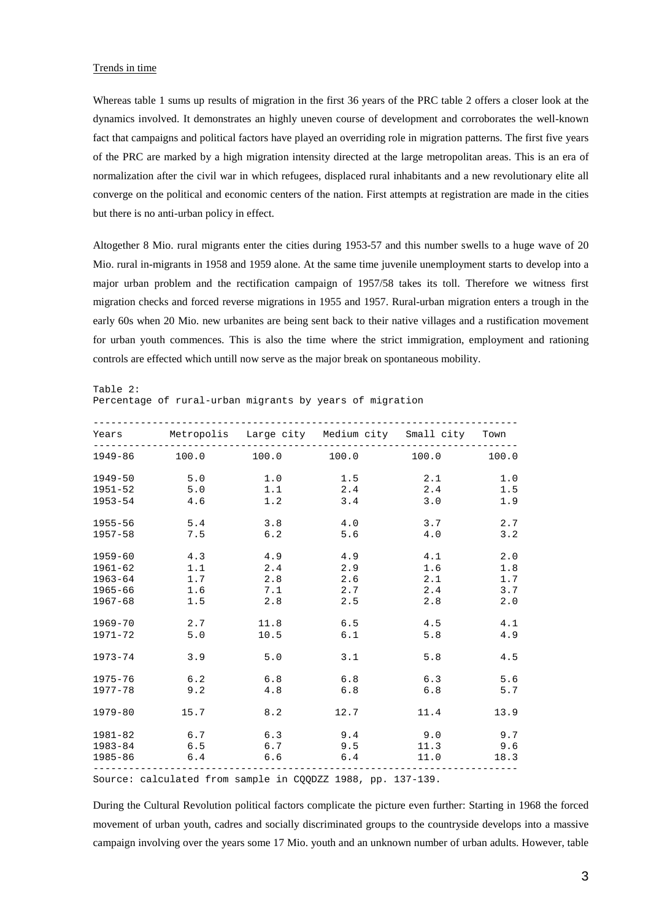Trends in time

Whereas table 1 sums up results of migration in the first 36 years of the PRC table 2 offers a closer look at the dynamics involved. It demonstrates an highly uneven course of development and corroborates the well-known fact that campaigns and political factors have played an overriding role in migration patterns. The first five years of the PRC are marked by a high migration intensity directed at the large metropolitan areas. This is an era of normalization after the civil war in which refugees, displaced rural inhabitants and a new revolutionary elite all converge on the political and economic centers of the nation. First attempts at registration are made in the cities but there is no anti-urban policy in effect.

Altogether 8 Mio. rural migrants enter the cities during 1953-57 and this number swells to a huge wave of 20 Mio. rural in-migrants in 1958 and 1959 alone. At the same time juvenile unemployment starts to develop into a major urban problem and the rectification campaign of 1957/58 takes its toll. Therefore we witness first migration checks and forced reverse migrations in 1955 and 1957. Rural-urban migration enters a trough in the early 60s when 20 Mio. new urbanites are being sent back to their native villages and a rustification movement for urban youth commences. This is also the time where the strict immigration, employment and rationing controls are effected which untill now serve as the major break on spontaneous mobility.

Table 2:
Percentage of rural-urban migrants by years of migration

| Years | Metropolis | Large city | Medium city | Small city | Town |
|---|---|---|---|---|---|
| 1949-86 | 100.0 | 100.0 | 100.0 | 100.0 | 100.0 |
| 1949-50 | 5.0 | 1.0 | 1.5 | 2.1 | 1.0 |
| 1951-52 | 5.0 | 1.1 | 2.4 | 2.4 | 1.5 |
| 1953-54 | 4.6 | 1.2 | 3.4 | 3.0 | 1.9 |
| 1955-56 | 5.4 | 3.8 | 4.0 | 3.7 | 2.7 |
| 1957-58 | 7.5 | 6.2 | 5.6 | 4.0 | 3.2 |
| 1959-60 | 4.3 | 4.9 | 4.9 | 4.1 | 2.0 |
| 1961-62 | 1.1 | 2.4 | 2.9 | 1.6 | 1.8 |
| 1963-64 | 1.7 | 2.8 | 2.6 | 2.1 | 1.7 |
| 1965-66 | 1.6 | 7.1 | 2.7 | 2.4 | 3.7 |
| 1967-68 | 1.5 | 2.8 | 2.5 | 2.8 | 2.0 |
| 1969-70 | 2.7 | 11.8 | 6.5 | 4.5 | 4.1 |
| 1971-72 | 5.0 | 10.5 | 6.1 | 5.8 | 4.9 |
| 1973-74 | 3.9 | 5.0 | 3.1 | 5.8 | 4.5 |
| 1975-76 | 6.2 | 6.8 | 6.8 | 6.3 | 5.6 |
| 1977-78 | 9.2 | 4.8 | 6.8 | 6.8 | 5.7 |
| 1979-80 | 15.7 | 8.2 | 12.7 | 11.4 | 13.9 |
| 1981-82 | 6.7 | 6.3 | 9.4 | 9.0 | 9.7 |
| 1983-84 | 6.5 | 6.7 | 9.5 | 11.3 | 9.6 |
| 1985-86 | 6.4 | 6.6 | 6.4 | 11.0 | 18.3 |

Source: calculated from sample in CQQDZZ 1988, pp. 137-139.

During the Cultural Revolution political factors complicate the picture even further: Starting in 1968 the forced movement of urban youth, cadres and socially discriminated groups to the countryside develops into a massive campaign involving over the years some 17 Mio. youth and an unknown number of urban adults. However, table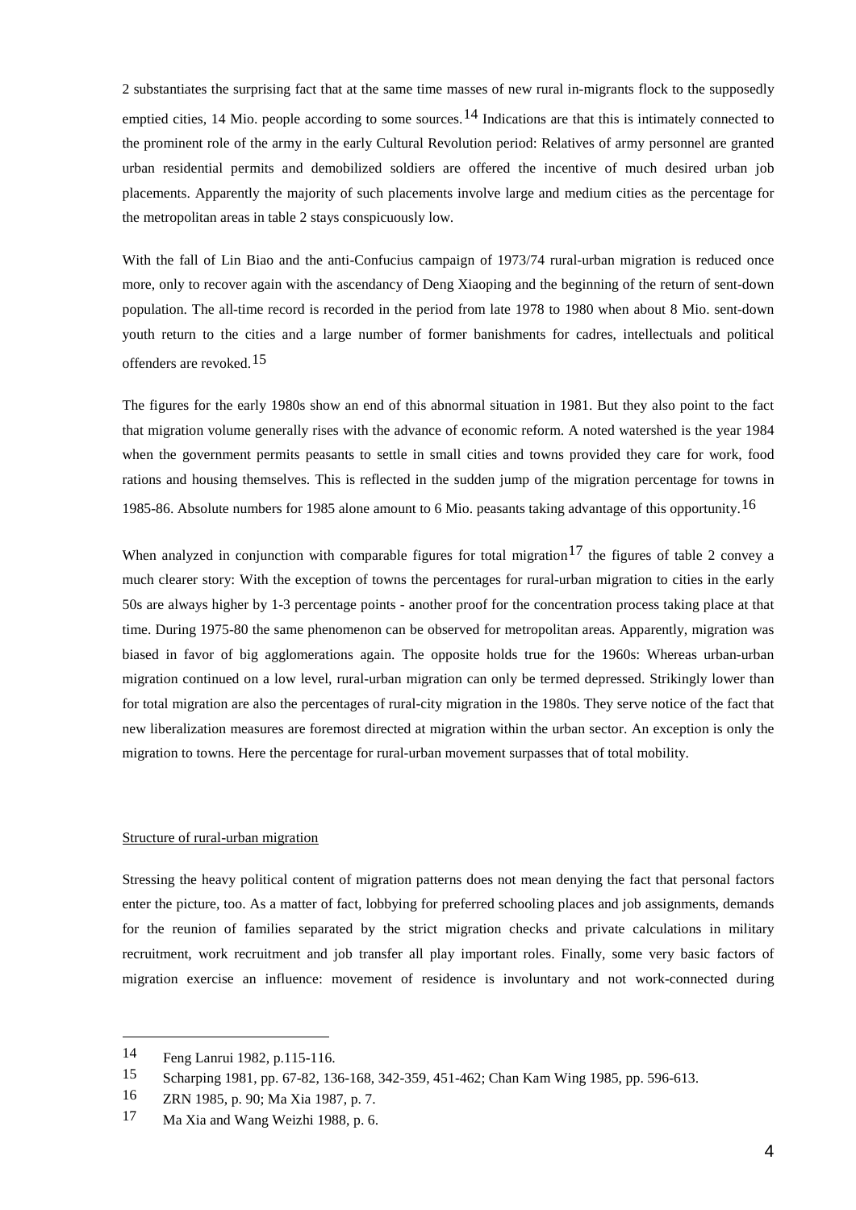2 substantiates the surprising fact that at the same time masses of new rural in-migrants flock to the supposedly emptied cities, 14 Mio. people according to some sources.[14] Indications are that this is intimately connected to the prominent role of the army in the early Cultural Revolution period: Relatives of army personnel are granted urban residential permits and demobilized soldiers are offered the incentive of much desired urban job placements. Apparently the majority of such placements involve large and medium cities as the percentage for the metropolitan areas in table 2 stays conspicuously low.

With the fall of Lin Biao and the anti-Confucius campaign of 1973/74 rural-urban migration is reduced once more, only to recover again with the ascendancy of Deng Xiaoping and the beginning of the return of sent-down population. The all-time record is recorded in the period from late 1978 to 1980 when about 8 Mio. sent-down youth return to the cities and a large number of former banishments for cadres, intellectuals and political offenders are revoked.[15]

The figures for the early 1980s show an end of this abnormal situation in 1981. But they also point to the fact that migration volume generally rises with the advance of economic reform. A noted watershed is the year 1984 when the government permits peasants to settle in small cities and towns provided they care for work, food rations and housing themselves. This is reflected in the sudden jump of the migration percentage for towns in 1985-86. Absolute numbers for 1985 alone amount to 6 Mio. peasants taking advantage of this opportunity.[16]

When analyzed in conjunction with comparable figures for total migration[17] the figures of table 2 convey a much clearer story: With the exception of towns the percentages for rural-urban migration to cities in the early 50s are always higher by 1-3 percentage points - another proof for the concentration process taking place at that time. During 1975-80 the same phenomenon can be observed for metropolitan areas. Apparently, migration was biased in favor of big agglomerations again. The opposite holds true for the 1960s: Whereas urban-urban migration continued on a low level, rural-urban migration can only be termed depressed. Strikingly lower than for total migration are also the percentages of rural-city migration in the 1980s. They serve notice of the fact that new liberalization measures are foremost directed at migration within the urban sector. An exception is only the migration to towns. Here the percentage for rural-urban movement surpasses that of total mobility.

## Structure of rural-urban migration

Stressing the heavy political content of migration patterns does not mean denying the fact that personal factors enter the picture, too. As a matter of fact, lobbying for preferred schooling places and job assignments, demands for the reunion of families separated by the strict migration checks and private calculations in military recruitment, work recruitment and job transfer all play important roles. Finally, some very basic factors of migration exercise an influence: movement of residence is involuntary and not work-connected during

---

[14] Feng Lanrui 1982, p.115-116.

[15] Scharping 1981, pp. 67-82, 136-168, 342-359, 451-462; Chan Kam Wing 1985, pp. 596-613.

[16] ZRN 1985, p. 90; Ma Xia 1987, p. 7.

[17] Ma Xia and Wang Weizhi 1988, p. 6.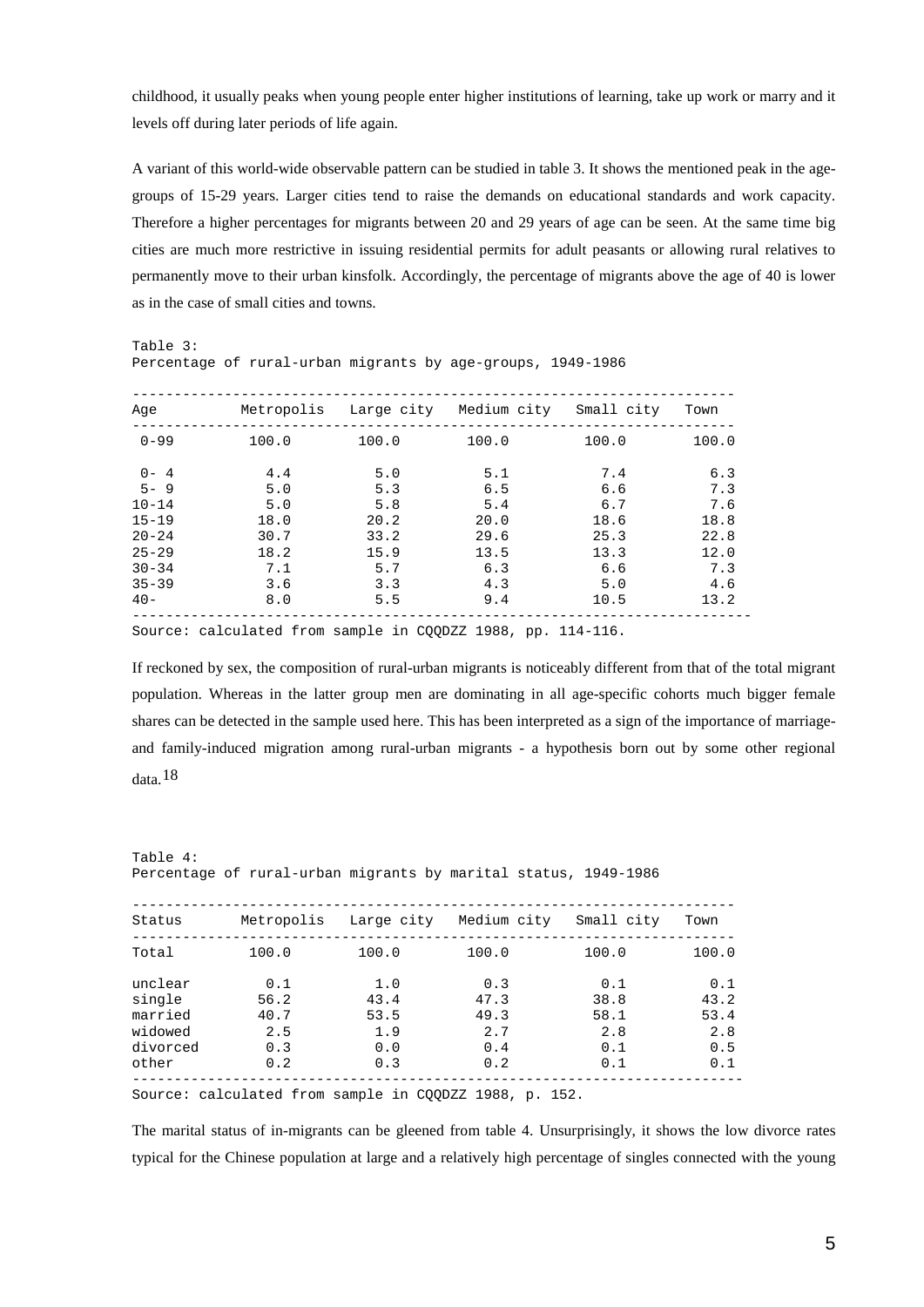childhood, it usually peaks when young people enter higher institutions of learning, take up work or marry and it levels off during later periods of life again.

A variant of this world-wide observable pattern can be studied in table 3. It shows the mentioned peak in the age-groups of 15-29 years. Larger cities tend to raise the demands on educational standards and work capacity. Therefore a higher percentages for migrants between 20 and 29 years of age can be seen. At the same time big cities are much more restrictive in issuing residential permits for adult peasants or allowing rural relatives to permanently move to their urban kinsfolk. Accordingly, the percentage of migrants above the age of 40 is lower as in the case of small cities and towns.

Table 3:
Percentage of rural-urban migrants by age-groups, 1949-1986

| Age | Metropolis | Large city | Medium city | Small city | Town |
|---|---|---|---|---|---|
| 0-99 | 100.0 | 100.0 | 100.0 | 100.0 | 100.0 |
| 0- 4 | 4.4 | 5.0 | 5.1 | 7.4 | 6.3 |
| 5- 9 | 5.0 | 5.3 | 6.5 | 6.6 | 7.3 |
| 10-14 | 5.0 | 5.8 | 5.4 | 6.7 | 7.6 |
| 15-19 | 18.0 | 20.2 | 20.0 | 18.6 | 18.8 |
| 20-24 | 30.7 | 33.2 | 29.6 | 25.3 | 22.8 |
| 25-29 | 18.2 | 15.9 | 13.5 | 13.3 | 12.0 |
| 30-34 | 7.1 | 5.7 | 6.3 | 6.6 | 7.3 |
| 35-39 | 3.6 | 3.3 | 4.3 | 5.0 | 4.6 |
| 40- | 8.0 | 5.5 | 9.4 | 10.5 | 13.2 |

Source: calculated from sample in CQQDZZ 1988, pp. 114-116.

If reckoned by sex, the composition of rural-urban migrants is noticeably different from that of the total migrant population. Whereas in the latter group men are dominating in all age-specific cohorts much bigger female shares can be detected in the sample used here. This has been interpreted as a sign of the importance of marriage- and family-induced migration among rural-urban migrants - a hypothesis born out by some other regional data.[18]

Table 4:
Percentage of rural-urban migrants by marital status, 1949-1986

| Status | Metropolis | Large city | Medium city | Small city | Town |
|---|---|---|---|---|---|
| Total | 100.0 | 100.0 | 100.0 | 100.0 | 100.0 |
| unclear | 0.1 | 1.0 | 0.3 | 0.1 | 0.1 |
| single | 56.2 | 43.4 | 47.3 | 38.8 | 43.2 |
| married | 40.7 | 53.5 | 49.3 | 58.1 | 53.4 |
| widowed | 2.5 | 1.9 | 2.7 | 2.8 | 2.8 |
| divorced | 0.3 | 0.0 | 0.4 | 0.1 | 0.5 |
| other | 0.2 | 0.3 | 0.2 | 0.1 | 0.1 |

Source: calculated from sample in CQQDZZ 1988, p. 152.

The marital status of in-migrants can be gleened from table 4. Unsurprisingly, it shows the low divorce rates typical for the Chinese population at large and a relatively high percentage of singles connected with the young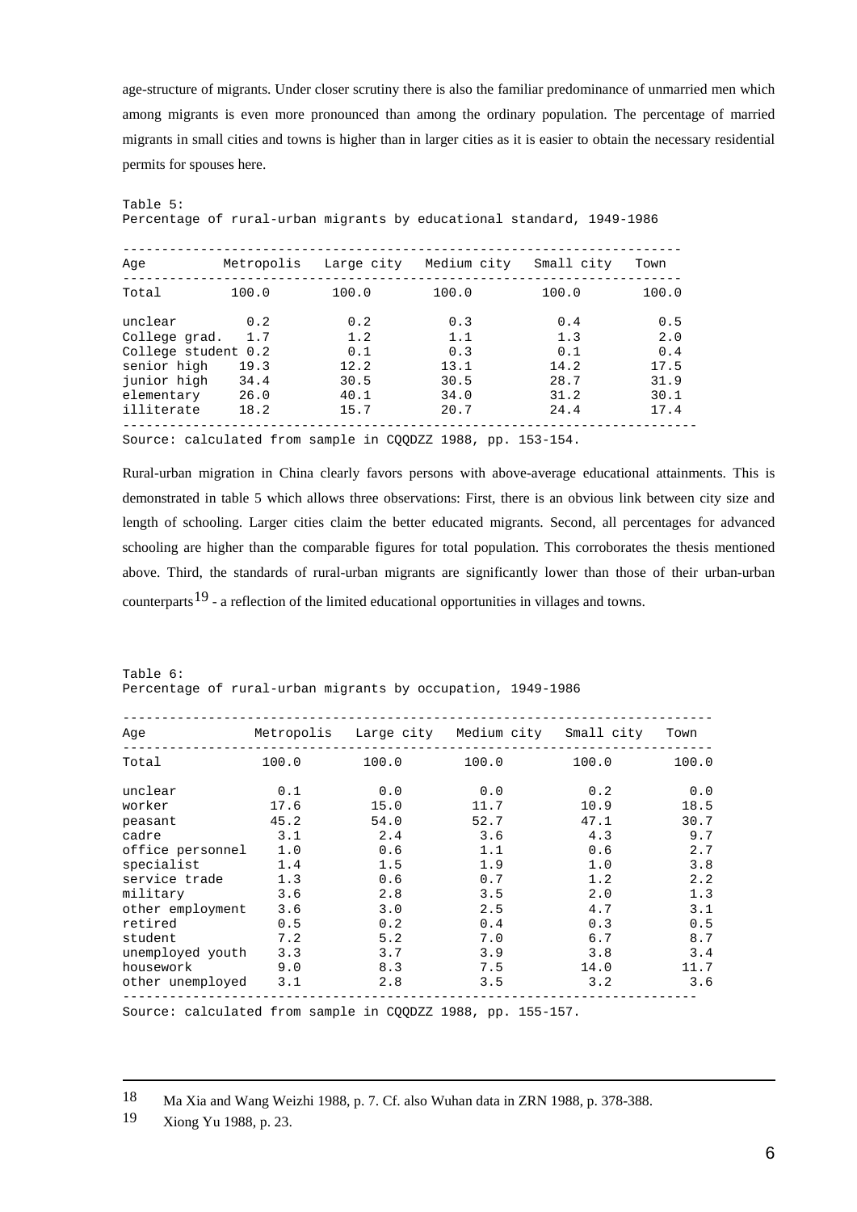age-structure of migrants. Under closer scrutiny there is also the familiar predominance of unmarried men which among migrants is even more pronounced than among the ordinary population. The percentage of married migrants in small cities and towns is higher than in larger cities as it is easier to obtain the necessary residential permits for spouses here.

Table 5:
Percentage of rural-urban migrants by educational standard, 1949-1986

| Age | Metropolis | Large city | Medium city | Small city | Town |
|---|---|---|---|---|---|
| Total | 100.0 | 100.0 | 100.0 | 100.0 | 100.0 |
| unclear | 0.2 | 0.2 | 0.3 | 0.4 | 0.5 |
| College grad. | 1.7 | 1.2 | 1.1 | 1.3 | 2.0 |
| College student | 0.2 | 0.1 | 0.3 | 0.1 | 0.4 |
| senior high | 19.3 | 12.2 | 13.1 | 14.2 | 17.5 |
| junior high | 34.4 | 30.5 | 30.5 | 28.7 | 31.9 |
| elementary | 26.0 | 40.1 | 34.0 | 31.2 | 30.1 |
| illiterate | 18.2 | 15.7 | 20.7 | 24.4 | 17.4 |

Source: calculated from sample in CQQDZZ 1988, pp. 153-154.

Rural-urban migration in China clearly favors persons with above-average educational attainments. This is demonstrated in table 5 which allows three observations: First, there is an obvious link between city size and length of schooling. Larger cities claim the better educated migrants. Second, all percentages for advanced schooling are higher than the comparable figures for total population. This corroborates the thesis mentioned above. Third, the standards of rural-urban migrants are significantly lower than those of their urban-urban counterparts[19] - a reflection of the limited educational opportunities in villages and towns.

Table 6:
Percentage of rural-urban migrants by occupation, 1949-1986

| Age | Metropolis | Large city | Medium city | Small city | Town |
|---|---|---|---|---|---|
| Total | 100.0 | 100.0 | 100.0 | 100.0 | 100.0 |
| unclear | 0.1 | 0.0 | 0.0 | 0.2 | 0.0 |
| worker | 17.6 | 15.0 | 11.7 | 10.9 | 18.5 |
| peasant | 45.2 | 54.0 | 52.7 | 47.1 | 30.7 |
| cadre | 3.1 | 2.4 | 3.6 | 4.3 | 9.7 |
| office personnel | 1.0 | 0.6 | 1.1 | 0.6 | 2.7 |
| specialist | 1.4 | 1.5 | 1.9 | 1.0 | 3.8 |
| service trade | 1.3 | 0.6 | 0.7 | 1.2 | 2.2 |
| military | 3.6 | 2.8 | 3.5 | 2.0 | 1.3 |
| other employment | 3.6 | 3.0 | 2.5 | 4.7 | 3.1 |
| retired | 0.5 | 0.2 | 0.4 | 0.3 | 0.5 |
| student | 7.2 | 5.2 | 7.0 | 6.7 | 8.7 |
| unemployed youth | 3.3 | 3.7 | 3.9 | 3.8 | 3.4 |
| housework | 9.0 | 8.3 | 7.5 | 14.0 | 11.7 |
| other unemployed | 3.1 | 2.8 | 3.5 | 3.2 | 3.6 |

Source: calculated from sample in CQQDZZ 1988, pp. 155-157.

---

18 Ma Xia and Wang Weizhi 1988, p. 7. Cf. also Wuhan data in ZRN 1988, p. 378-388.

19 Xiong Yu 1988, p. 23.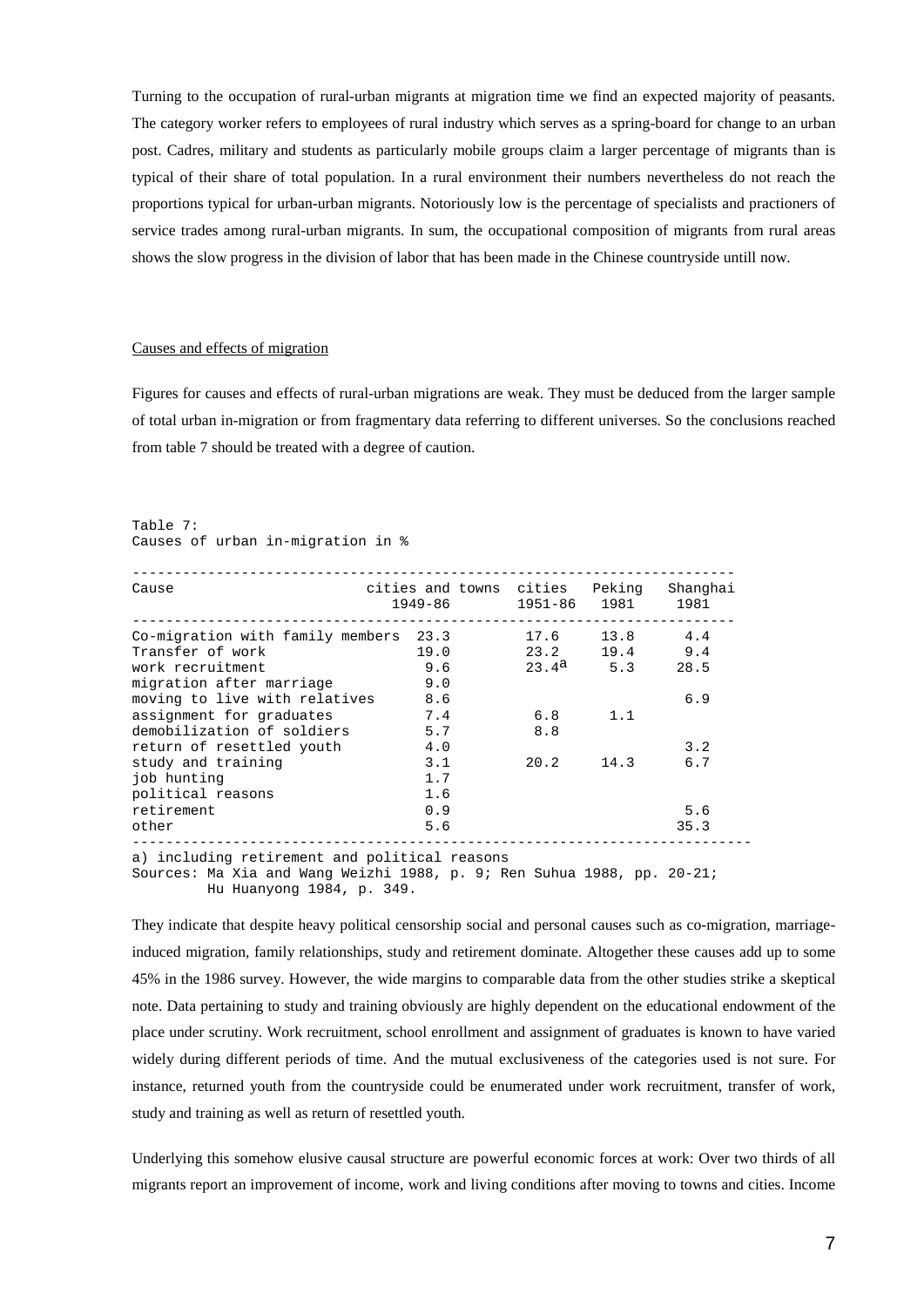Turning to the occupation of rural-urban migrants at migration time we find an expected majority of peasants. The category worker refers to employees of rural industry which serves as a spring-board for change to an urban post. Cadres, military and students as particularly mobile groups claim a larger percentage of migrants than is typical of their share of total population. In a rural environment their numbers nevertheless do not reach the proportions typical for urban-urban migrants. Notoriously low is the percentage of specialists and practioners of service trades among rural-urban migrants. In sum, the occupational composition of migrants from rural areas shows the slow progress in the division of labor that has been made in the Chinese countryside untill now.

## Causes and effects of migration

Figures for causes and effects of rural-urban migrations are weak. They must be deduced from the larger sample of total urban in-migration or from fragmentary data referring to different universes. So the conclusions reached from table 7 should be treated with a degree of caution.

Table 7:
Causes of urban in-migration in %

| Cause | cities and towns 1949-86 | cities 1951-86 | Peking 1981 | Shanghai 1981 |
|---|---|---|---|---|
| Co-migration with family members | 23.3 | 17.6 | 13.8 | 4.4 |
| Transfer of work | 19.0 | 23.2 | 19.4 | 9.4 |
| work recruitment | 9.6 | 23.4[a] | 5.3 | 28.5 |
| migration after marriage | 9.0 | | | |
| moving to live with relatives | 8.6 | | | 6.9 |
| assignment for graduates | 7.4 | 6.8 | 1.1 | |
| demobilization of soldiers | 5.7 | 8.8 | | |
| return of resettled youth | 4.0 | | | 3.2 |
| study and training | 3.1 | 20.2 | 14.3 | 6.7 |
| job hunting | 1.7 | | | |
| political reasons | 1.6 | | | |
| retirement | 0.9 | | | 5.6 |
| other | 5.6 | | | 35.3 |

a) including retirement and political reasons
Sources: Ma Xia and Wang Weizhi 1988, p. 9; Ren Suhua 1988, pp. 20-21; Hu Huanyong 1984, p. 349.

They indicate that despite heavy political censorship social and personal causes such as co-migration, marriage-induced migration, family relationships, study and retirement dominate. Altogether these causes add up to some 45% in the 1986 survey. However, the wide margins to comparable data from the other studies strike a skeptical note. Data pertaining to study and training obviously are highly dependent on the educational endowment of the place under scrutiny. Work recruitment, school enrollment and assignment of graduates is known to have varied widely during different periods of time. And the mutual exclusiveness of the categories used is not sure. For instance, returned youth from the countryside could be enumerated under work recruitment, transfer of work, study and training as well as return of resettled youth.

Underlying this somehow elusive causal structure are powerful economic forces at work: Over two thirds of all migrants report an improvement of income, work and living conditions after moving to towns and cities. Income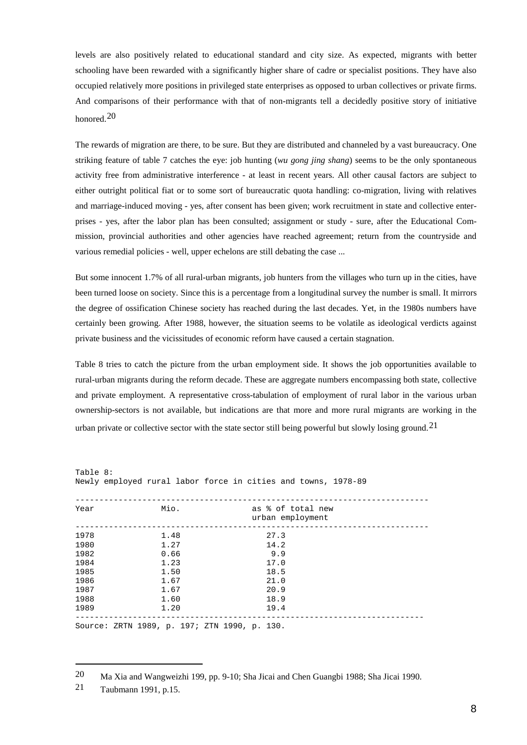levels are also positively related to educational standard and city size. As expected, migrants with better schooling have been rewarded with a significantly higher share of cadre or specialist positions. They have also occupied relatively more positions in privileged state enterprises as opposed to urban collectives or private firms. And comparisons of their performance with that of non-migrants tell a decidedly positive story of initiative honored.[20]

The rewards of migration are there, to be sure. But they are distributed and channeled by a vast bureaucracy. One striking feature of table 7 catches the eye: job hunting (*wu gong jing shang*) seems to be the only spontaneous activity free from administrative interference - at least in recent years. All other causal factors are subject to either outright political fiat or to some sort of bureaucratic quota handling: co-migration, living with relatives and marriage-induced moving - yes, after consent has been given; work recruitment in state and collective enterprises - yes, after the labor plan has been consulted; assignment or study - sure, after the Educational Commission, provincial authorities and other agencies have reached agreement; return from the countryside and various remedial policies - well, upper echelons are still debating the case ...

But some innocent 1.7% of all rural-urban migrants, job hunters from the villages who turn up in the cities, have been turned loose on society. Since this is a percentage from a longitudinal survey the number is small. It mirrors the degree of ossification Chinese society has reached during the last decades. Yet, in the 1980s numbers have certainly been growing. After 1988, however, the situation seems to be volatile as ideological verdicts against private business and the vicissitudes of economic reform have caused a certain stagnation.

Table 8 tries to catch the picture from the urban employment side. It shows the job opportunities available to rural-urban migrants during the reform decade. These are aggregate numbers encompassing both state, collective and private employment. A representative cross-tabulation of employment of rural labor in the various urban ownership-sectors is not available, but indications are that more and more rural migrants are working in the urban private or collective sector with the state sector still being powerful but slowly losing ground.[21]

Table 8:
Newly employed rural labor force in cities and towns, 1978-89

| Year | Mio. | as % of total new urban employment |
|---|---|---|
| 1978 | 1.48 | 27.3 |
| 1980 | 1.27 | 14.2 |
| 1982 | 0.66 | 9.9 |
| 1984 | 1.23 | 17.0 |
| 1985 | 1.50 | 18.5 |
| 1986 | 1.67 | 21.0 |
| 1987 | 1.67 | 20.9 |
| 1988 | 1.60 | 18.9 |
| 1989 | 1.20 | 19.4 |

Source: ZRTN 1989, p. 197; ZTN 1990, p. 130.

---

20 Ma Xia and Wangweizhi 199, pp. 9-10; Sha Jicai and Chen Guangbi 1988; Sha Jicai 1990.

21 Taubmann 1991, p.15.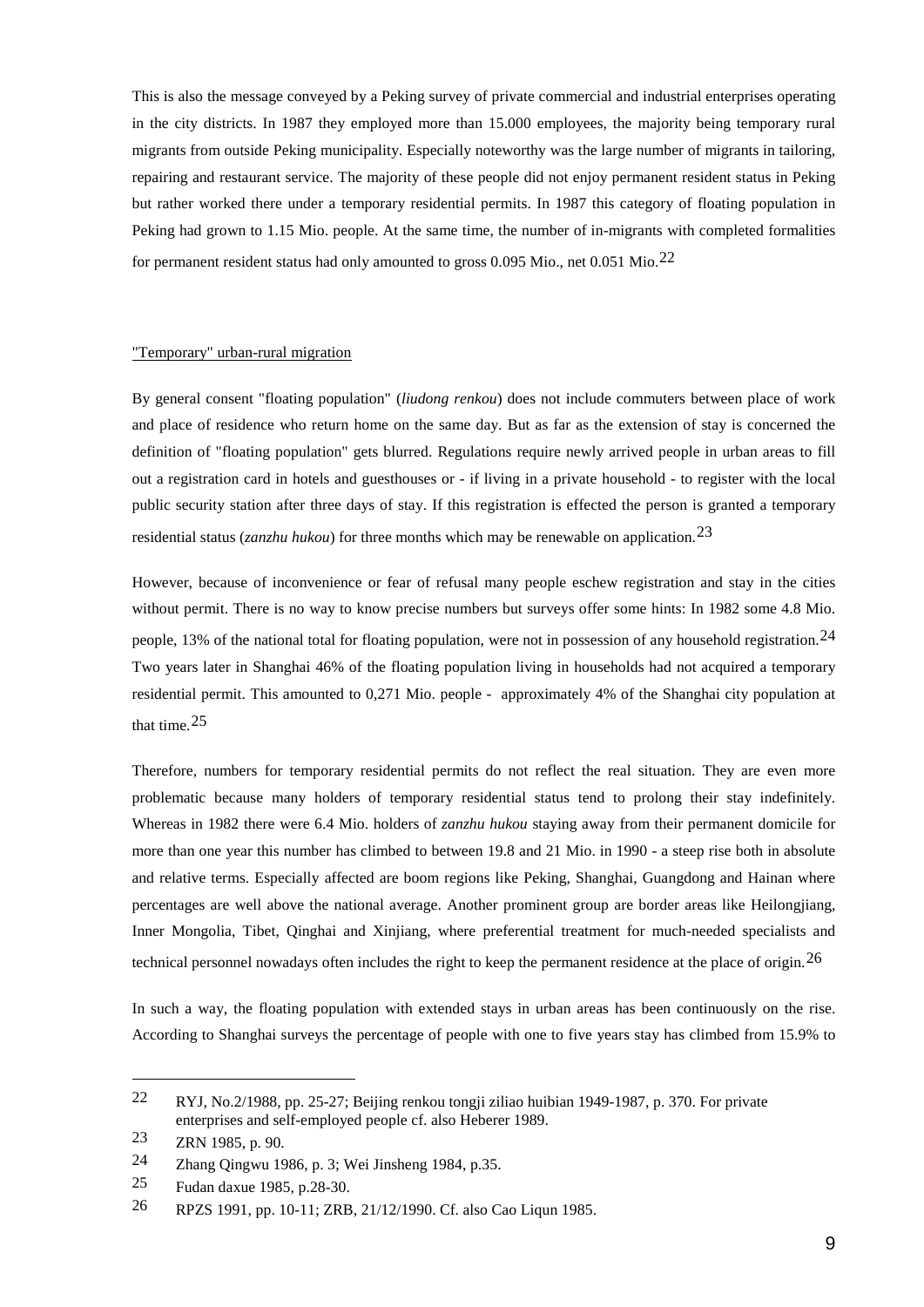This is also the message conveyed by a Peking survey of private commercial and industrial enterprises operating in the city districts. In 1987 they employed more than 15.000 employees, the majority being temporary rural migrants from outside Peking municipality. Especially noteworthy was the large number of migrants in tailoring, repairing and restaurant service. The majority of these people did not enjoy permanent resident status in Peking but rather worked there under a temporary residential permits. In 1987 this category of floating population in Peking had grown to 1.15 Mio. people. At the same time, the number of in-migrants with completed formalities for permanent resident status had only amounted to gross 0.095 Mio., net 0.051 Mio.[22]

"Temporary" urban-rural migration

By general consent "floating population" (*liudong renkou*) does not include commuters between place of work and place of residence who return home on the same day. But as far as the extension of stay is concerned the definition of "floating population" gets blurred. Regulations require newly arrived people in urban areas to fill out a registration card in hotels and guesthouses or - if living in a private household - to register with the local public security station after three days of stay. If this registration is effected the person is granted a temporary residential status (*zanzhu hukou*) for three months which may be renewable on application.[23]

However, because of inconvenience or fear of refusal many people eschew registration and stay in the cities without permit. There is no way to know precise numbers but surveys offer some hints: In 1982 some 4.8 Mio. people, 13% of the national total for floating population, were not in possession of any household registration.[24] Two years later in Shanghai 46% of the floating population living in households had not acquired a temporary residential permit. This amounted to 0,271 Mio. people - approximately 4% of the Shanghai city population at that time.[25]

Therefore, numbers for temporary residential permits do not reflect the real situation. They are even more problematic because many holders of temporary residential status tend to prolong their stay indefinitely. Whereas in 1982 there were 6.4 Mio. holders of *zanzhu hukou* staying away from their permanent domicile for more than one year this number has climbed to between 19.8 and 21 Mio. in 1990 - a steep rise both in absolute and relative terms. Especially affected are boom regions like Peking, Shanghai, Guangdong and Hainan where percentages are well above the national average. Another prominent group are border areas like Heilongjiang, Inner Mongolia, Tibet, Qinghai and Xinjiang, where preferential treatment for much-needed specialists and technical personnel nowadays often includes the right to keep the permanent residence at the place of origin.[26]

In such a way, the floating population with extended stays in urban areas has been continuously on the rise. According to Shanghai surveys the percentage of people with one to five years stay has climbed from 15.9% to

---

22 RYJ, No.2/1988, pp. 25-27; Beijing renkou tongji ziliao huibian 1949-1987, p. 370. For private enterprises and self-employed people cf. also Heberer 1989.

23 ZRN 1985, p. 90.

24 Zhang Qingwu 1986, p. 3; Wei Jinsheng 1984, p.35.

25 Fudan daxue 1985, p.28-30.

26 RPZS 1991, pp. 10-11; ZRB, 21/12/1990. Cf. also Cao Liqun 1985.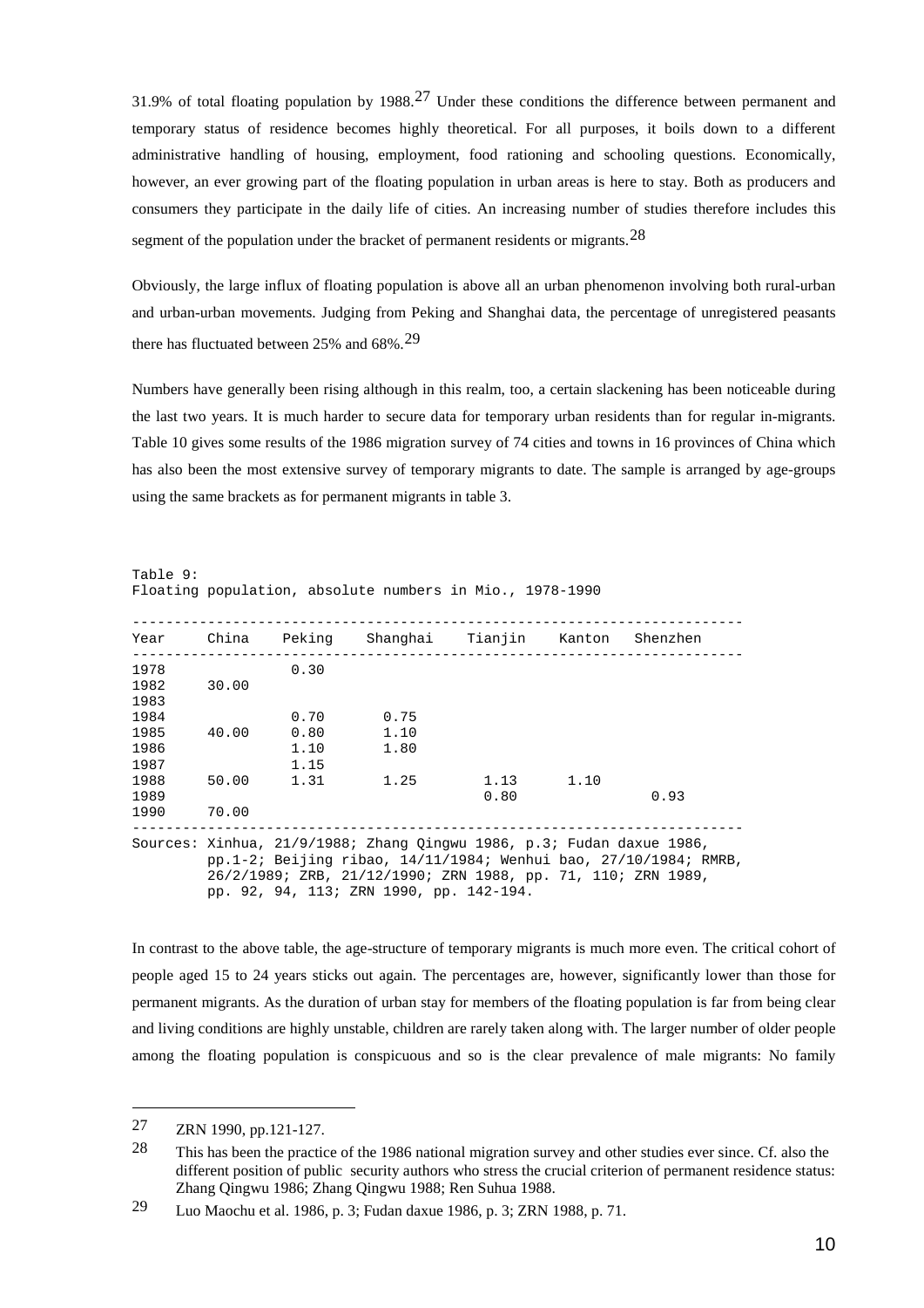31.9% of total floating population by 1988.[27] Under these conditions the difference between permanent and temporary status of residence becomes highly theoretical. For all purposes, it boils down to a different administrative handling of housing, employment, food rationing and schooling questions. Economically, however, an ever growing part of the floating population in urban areas is here to stay. Both as producers and consumers they participate in the daily life of cities. An increasing number of studies therefore includes this segment of the population under the bracket of permanent residents or migrants.[28]

Obviously, the large influx of floating population is above all an urban phenomenon involving both rural-urban and urban-urban movements. Judging from Peking and Shanghai data, the percentage of unregistered peasants there has fluctuated between 25% and 68%.[29]

Numbers have generally been rising although in this realm, too, a certain slackening has been noticeable during the last two years. It is much harder to secure data for temporary urban residents than for regular in-migrants. Table 10 gives some results of the 1986 migration survey of 74 cities and towns in 16 provinces of China which has also been the most extensive survey of temporary migrants to date. The sample is arranged by age-groups using the same brackets as for permanent migrants in table 3.

Table 9:
Floating population, absolute numbers in Mio., 1978-1990

| Year | China | Peking | Shanghai | Tianjin | Kanton | Shenzhen |
|---|---|---|---|---|---|---|
| 1978 | | 0.30 | | | | |
| 1982 | 30.00 | | | | | |
| 1983 | | | | | | |
| 1984 | | 0.70 | 0.75 | | | |
| 1985 | 40.00 | 0.80 | 1.10 | | | |
| 1986 | | 1.10 | 1.80 | | | |
| 1987 | | 1.15 | | | | |
| 1988 | 50.00 | 1.31 | 1.25 | 1.13 | 1.10 | |
| 1989 | | | | 0.80 | | 0.93 |
| 1990 | 70.00 | | | | | |

Sources: Xinhua, 21/9/1988; Zhang Qingwu 1986, p.3; Fudan daxue 1986, pp.1-2; Beijing ribao, 14/11/1984; Wenhui bao, 27/10/1984; RMRB, 26/2/1989; ZRB, 21/12/1990; ZRN 1988, pp. 71, 110; ZRN 1989, pp. 92, 94, 113; ZRN 1990, pp. 142-194.

In contrast to the above table, the age-structure of temporary migrants is much more even. The critical cohort of people aged 15 to 24 years sticks out again. The percentages are, however, significantly lower than those for permanent migrants. As the duration of urban stay for members of the floating population is far from being clear and living conditions are highly unstable, children are rarely taken along with. The larger number of older people among the floating population is conspicuous and so is the clear prevalence of male migrants: No family

---

27 ZRN 1990, pp.121-127.

28 This has been the practice of the 1986 national migration survey and other studies ever since. Cf. also the different position of public security authors who stress the crucial criterion of permanent residence status: Zhang Qingwu 1986; Zhang Qingwu 1988; Ren Suhua 1988.

29 Luo Maochu et al. 1986, p. 3; Fudan daxue 1986, p. 3; ZRN 1988, p. 71.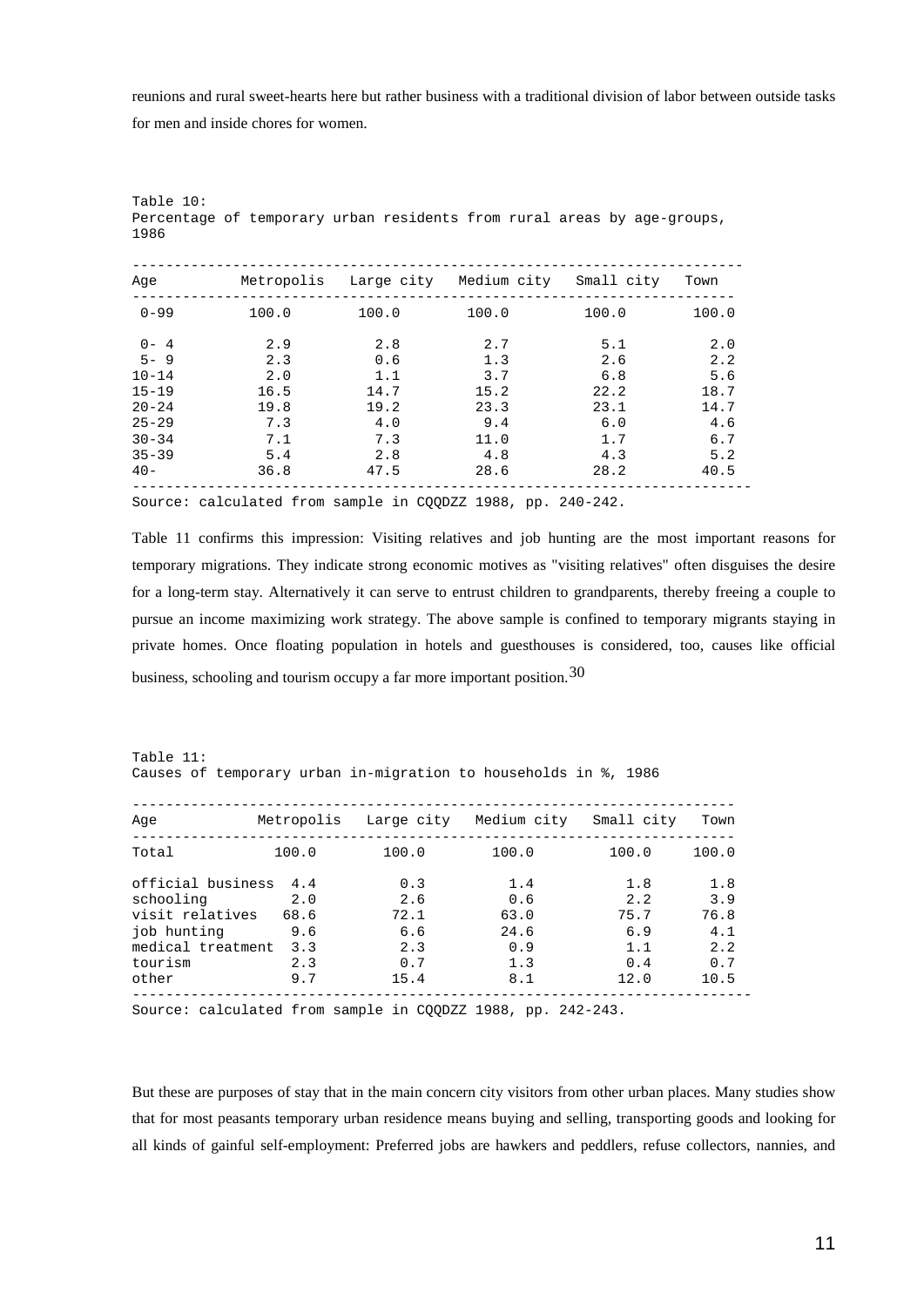reunions and rural sweet-hearts here but rather business with a traditional division of labor between outside tasks for men and inside chores for women.

Table 10:
Percentage of temporary urban residents from rural areas by age-groups, 1986

| Age | Metropolis | Large city | Medium city | Small city | Town |
|---|---|---|---|---|---|
| 0-99 | 100.0 | 100.0 | 100.0 | 100.0 | 100.0 |
| 0- 4 | 2.9 | 2.8 | 2.7 | 5.1 | 2.0 |
| 5- 9 | 2.3 | 0.6 | 1.3 | 2.6 | 2.2 |
| 10-14 | 2.0 | 1.1 | 3.7 | 6.8 | 5.6 |
| 15-19 | 16.5 | 14.7 | 15.2 | 22.2 | 18.7 |
| 20-24 | 19.8 | 19.2 | 23.3 | 23.1 | 14.7 |
| 25-29 | 7.3 | 4.0 | 9.4 | 6.0 | 4.6 |
| 30-34 | 7.1 | 7.3 | 11.0 | 1.7 | 6.7 |
| 35-39 | 5.4 | 2.8 | 4.8 | 4.3 | 5.2 |
| 40- | 36.8 | 47.5 | 28.6 | 28.2 | 40.5 |

Source: calculated from sample in CQQDZZ 1988, pp. 240-242.

Table 11 confirms this impression: Visiting relatives and job hunting are the most important reasons for temporary migrations. They indicate strong economic motives as "visiting relatives" often disguises the desire for a long-term stay. Alternatively it can serve to entrust children to grandparents, thereby freeing a couple to pursue an income maximizing work strategy. The above sample is confined to temporary migrants staying in private homes. Once floating population in hotels and guesthouses is considered, too, causes like official business, schooling and tourism occupy a far more important position.[30]

Table 11:
Causes of temporary urban in-migration to households in %, 1986

| Age | Metropolis | Large city | Medium city | Small city | Town |
|---|---|---|---|---|---|
| Total | 100.0 | 100.0 | 100.0 | 100.0 | 100.0 |
| official business | 4.4 | 0.3 | 1.4 | 1.8 | 1.8 |
| schooling | 2.0 | 2.6 | 0.6 | 2.2 | 3.9 |
| visit relatives | 68.6 | 72.1 | 63.0 | 75.7 | 76.8 |
| job hunting | 9.6 | 6.6 | 24.6 | 6.9 | 4.1 |
| medical treatment | 3.3 | 2.3 | 0.9 | 1.1 | 2.2 |
| tourism | 2.3 | 0.7 | 1.3 | 0.4 | 0.7 |
| other | 9.7 | 15.4 | 8.1 | 12.0 | 10.5 |

Source: calculated from sample in CQQDZZ 1988, pp. 242-243.

But these are purposes of stay that in the main concern city visitors from other urban places. Many studies show that for most peasants temporary urban residence means buying and selling, transporting goods and looking for all kinds of gainful self-employment: Preferred jobs are hawkers and peddlers, refuse collectors, nannies, and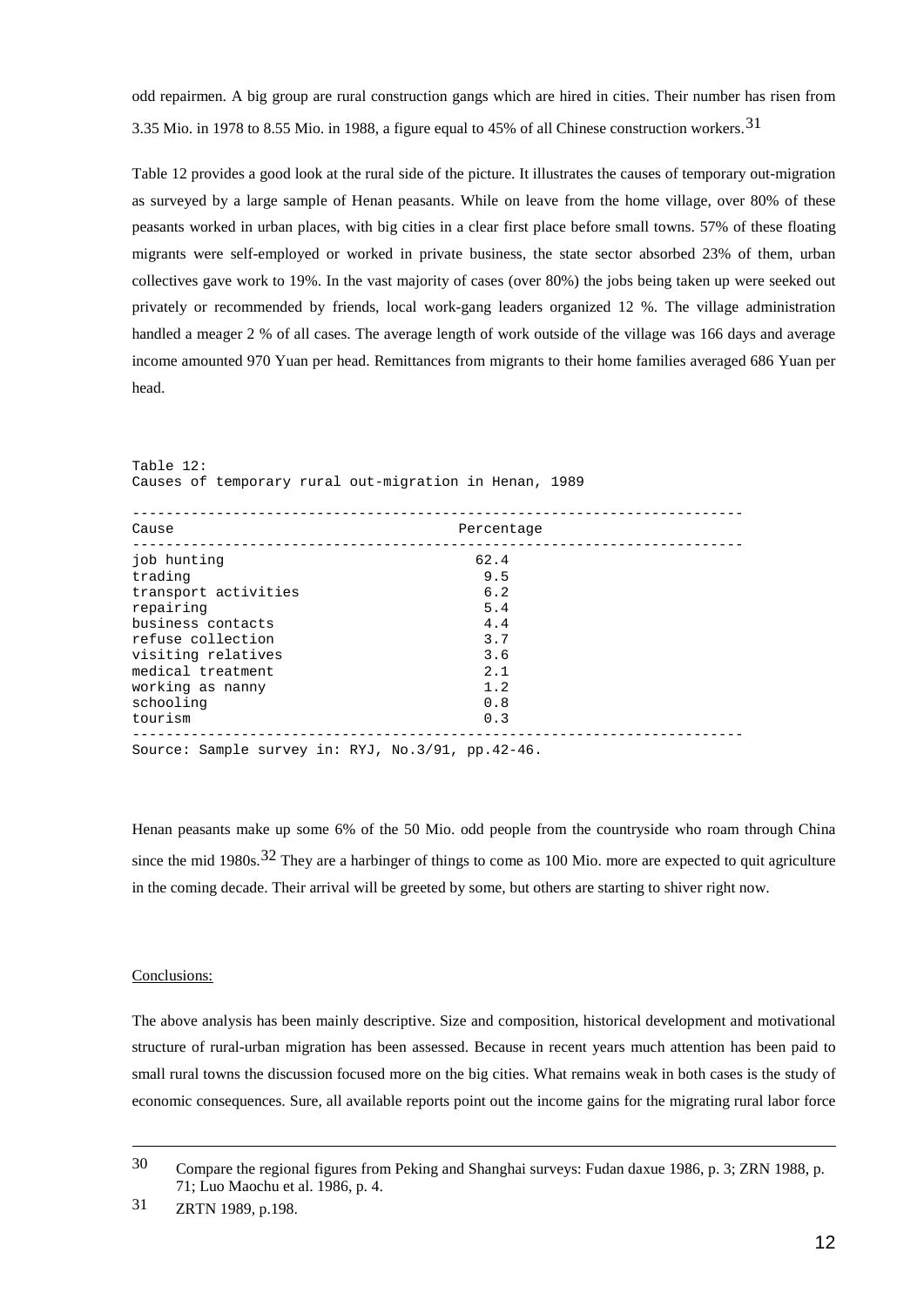odd repairmen. A big group are rural construction gangs which are hired in cities. Their number has risen from 3.35 Mio. in 1978 to 8.55 Mio. in 1988, a figure equal to 45% of all Chinese construction workers.[31]

Table 12 provides a good look at the rural side of the picture. It illustrates the causes of temporary out-migration as surveyed by a large sample of Henan peasants. While on leave from the home village, over 80% of these peasants worked in urban places, with big cities in a clear first place before small towns. 57% of these floating migrants were self-employed or worked in private business, the state sector absorbed 23% of them, urban collectives gave work to 19%. In the vast majority of cases (over 80%) the jobs being taken up were seeked out privately or recommended by friends, local work-gang leaders organized 12 %. The village administration handled a meager 2 % of all cases. The average length of work outside of the village was 166 days and average income amounted 970 Yuan per head. Remittances from migrants to their home families averaged 686 Yuan per head.

Table 12:
Causes of temporary rural out-migration in Henan, 1989

| Cause | Percentage |
|---|---|
| job hunting | 62.4 |
| trading | 9.5 |
| transport activities | 6.2 |
| repairing | 5.4 |
| business contacts | 4.4 |
| refuse collection | 3.7 |
| visiting relatives | 3.6 |
| medical treatment | 2.1 |
| working as nanny | 1.2 |
| schooling | 0.8 |
| tourism | 0.3 |

Source: Sample survey in: RYJ, No.3/91, pp.42-46.

Henan peasants make up some 6% of the 50 Mio. odd people from the countryside who roam through China since the mid 1980s.[32] They are a harbinger of things to come as 100 Mio. more are expected to quit agriculture in the coming decade. Their arrival will be greeted by some, but others are starting to shiver right now.

Conclusions:

The above analysis has been mainly descriptive. Size and composition, historical development and motivational structure of rural-urban migration has been assessed. Because in recent years much attention has been paid to small rural towns the discussion focused more on the big cities. What remains weak in both cases is the study of economic consequences. Sure, all available reports point out the income gains for the migrating rural labor force

---

30 Compare the regional figures from Peking and Shanghai surveys: Fudan daxue 1986, p. 3; ZRN 1988, p. 71; Luo Maochu et al. 1986, p. 4.

31 ZRTN 1989, p.198.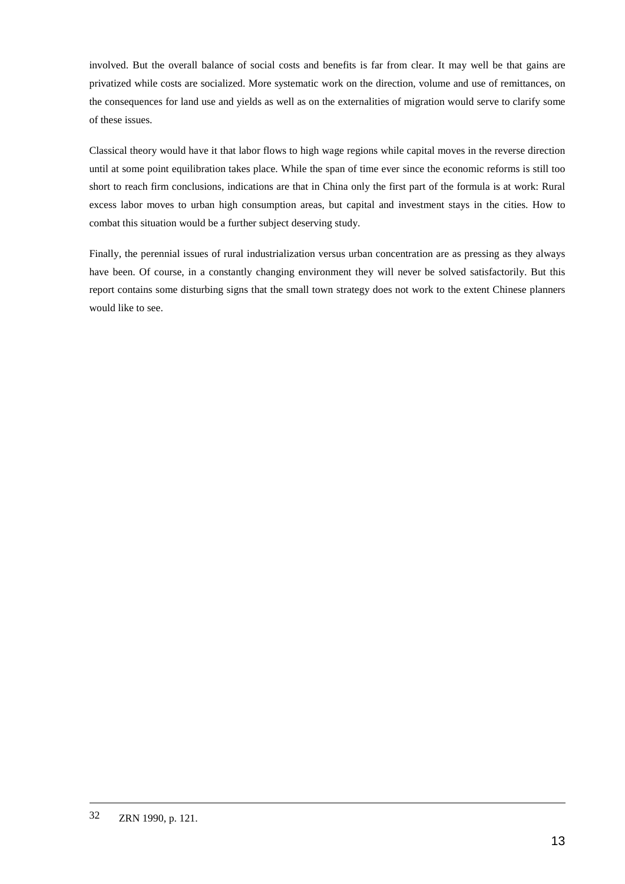involved. But the overall balance of social costs and benefits is far from clear. It may well be that gains are privatized while costs are socialized. More systematic work on the direction, volume and use of remittances, on the consequences for land use and yields as well as on the externalities of migration would serve to clarify some of these issues.

Classical theory would have it that labor flows to high wage regions while capital moves in the reverse direction until at some point equilibration takes place. While the span of time ever since the economic reforms is still too short to reach firm conclusions, indications are that in China only the first part of the formula is at work: Rural excess labor moves to urban high consumption areas, but capital and investment stays in the cities. How to combat this situation would be a further subject deserving study.

Finally, the perennial issues of rural industrialization versus urban concentration are as pressing as they always have been. Of course, in a constantly changing environment they will never be solved satisfactorily. But this report contains some disturbing signs that the small town strategy does not work to the extent Chinese planners would like to see.

---

32 ZRN 1990, p. 121.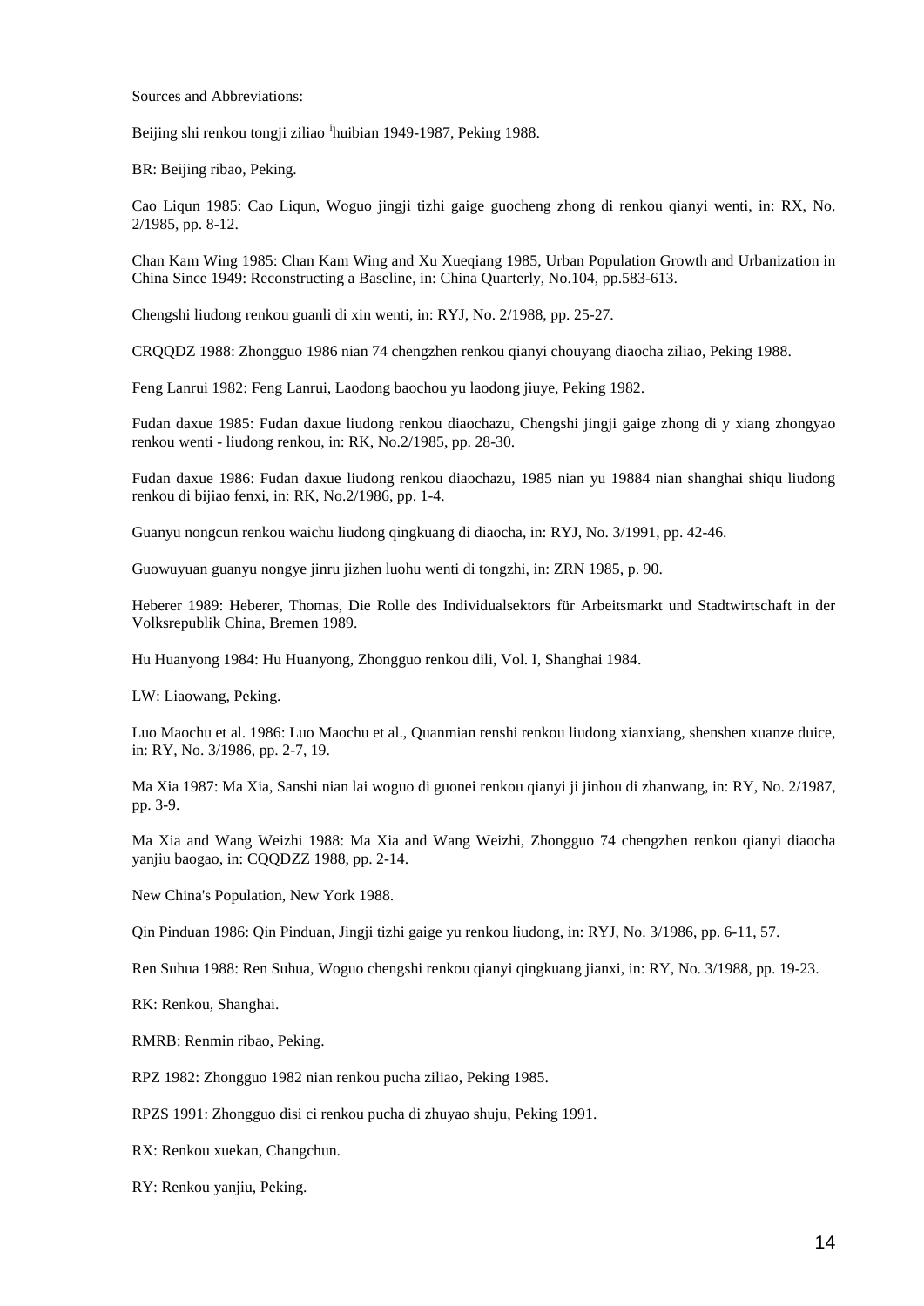Sources and Abbreviations:

Beijing shi renkou tongji ziliao huibian 1949-1987, Peking 1988.

BR: Beijing ribao, Peking.

Cao Liqun 1985: Cao Liqun, Woguo jingji tizhi gaige guocheng zhong di renkou qianyi wenti, in: RX, No. 2/1985, pp. 8-12.

Chan Kam Wing 1985: Chan Kam Wing and Xu Xueqiang 1985, Urban Population Growth and Urbanization in China Since 1949: Reconstructing a Baseline, in: China Quarterly, No.104, pp.583-613.

Chengshi liudong renkou guanli di xin wenti, in: RYJ, No. 2/1988, pp. 25-27.

CRQQDZ 1988: Zhongguo 1986 nian 74 chengzhen renkou qianyi chouyang diaocha ziliao, Peking 1988.

Feng Lanrui 1982: Feng Lanrui, Laodong baochou yu laodong jiuye, Peking 1982.

Fudan daxue 1985: Fudan daxue liudong renkou diaochazu, Chengshi jingji gaige zhong di y xiang zhongyao renkou wenti - liudong renkou, in: RK, No.2/1985, pp. 28-30.

Fudan daxue 1986: Fudan daxue liudong renkou diaochazu, 1985 nian yu 19884 nian shanghai shiqu liudong renkou di bijiao fenxi, in: RK, No.2/1986, pp. 1-4.

Guanyu nongcun renkou waichu liudong qingkuang di diaocha, in: RYJ, No. 3/1991, pp. 42-46.

Guowuyuan guanyu nongye jinru jizhen luohu wenti di tongzhi, in: ZRN 1985, p. 90.

Heberer 1989: Heberer, Thomas, Die Rolle des Individualsektors für Arbeitsmarkt und Stadtwirtschaft in der Volksrepublik China, Bremen 1989.

Hu Huanyong 1984: Hu Huanyong, Zhongguo renkou dili, Vol. I, Shanghai 1984.

LW: Liaowang, Peking.

Luo Maochu et al. 1986: Luo Maochu et al., Quanmian renshi renkou liudong xianxiang, shenshen xuanze duice, in: RY, No. 3/1986, pp. 2-7, 19.

Ma Xia 1987: Ma Xia, Sanshi nian lai woguo di guonei renkou qianyi ji jinhou di zhanwang, in: RY, No. 2/1987, pp. 3-9.

Ma Xia and Wang Weizhi 1988: Ma Xia and Wang Weizhi, Zhongguo 74 chengzhen renkou qianyi diaocha yanjiu baogao, in: CQQDZZ 1988, pp. 2-14.

New China's Population, New York 1988.

Qin Pinduan 1986: Qin Pinduan, Jingji tizhi gaige yu renkou liudong, in: RYJ, No. 3/1986, pp. 6-11, 57.

Ren Suhua 1988: Ren Suhua, Woguo chengshi renkou qianyi qingkuang jianxi, in: RY, No. 3/1988, pp. 19-23.

RK: Renkou, Shanghai.

RMRB: Renmin ribao, Peking.

RPZ 1982: Zhongguo 1982 nian renkou pucha ziliao, Peking 1985.

RPZS 1991: Zhongguo disi ci renkou pucha di zhuyao shuju, Peking 1991.

RX: Renkou xuekan, Changchun.

RY: Renkou yanjiu, Peking.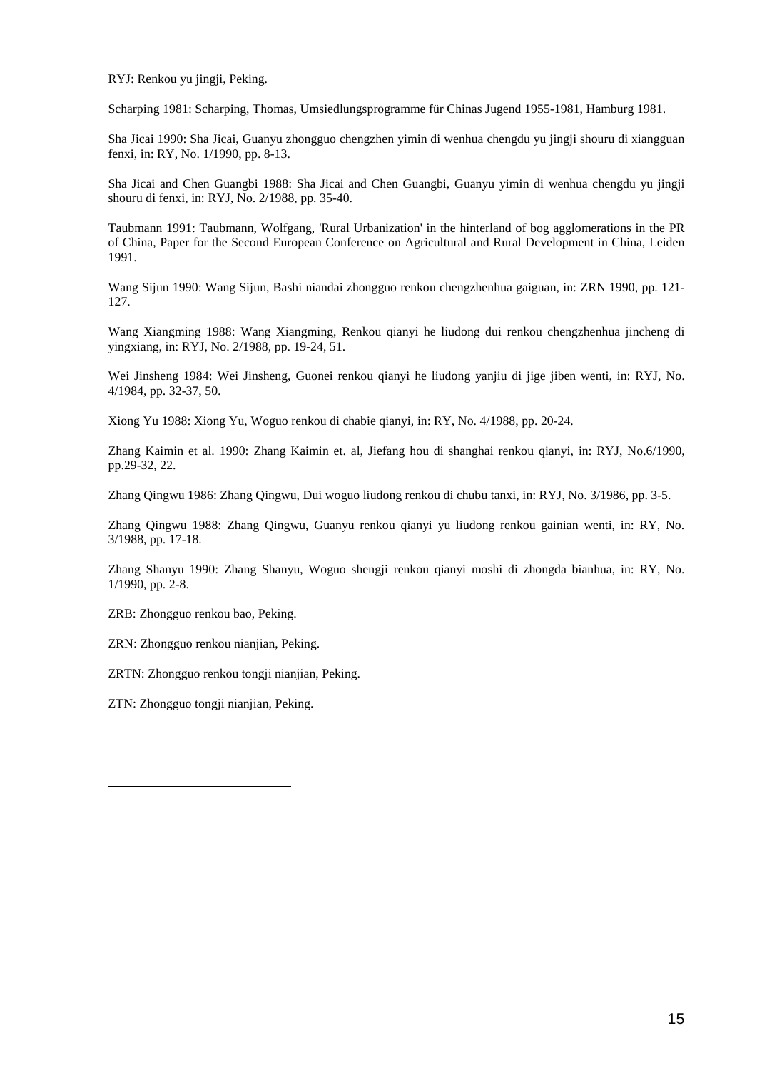RYJ: Renkou yu jingji, Peking.

Scharping 1981: Scharping, Thomas, Umsiedlungsprogramme für Chinas Jugend 1955-1981, Hamburg 1981.

Sha Jicai 1990: Sha Jicai, Guanyu zhongguo chengzhen yimin di wenhua chengdu yu jingji shouru di xiangguan fenxi, in: RY, No. 1/1990, pp. 8-13.

Sha Jicai and Chen Guangbi 1988: Sha Jicai and Chen Guangbi, Guanyu yimin di wenhua chengdu yu jingji shouru di fenxi, in: RYJ, No. 2/1988, pp. 35-40.

Taubmann 1991: Taubmann, Wolfgang, 'Rural Urbanization' in the hinterland of bog agglomerations in the PR of China, Paper for the Second European Conference on Agricultural and Rural Development in China, Leiden 1991.

Wang Sijun 1990: Wang Sijun, Bashi niandai zhongguo renkou chengzhenhua gaiguan, in: ZRN 1990, pp. 121-127.

Wang Xiangming 1988: Wang Xiangming, Renkou qianyi he liudong dui renkou chengzhenhua jincheng di yingxiang, in: RYJ, No. 2/1988, pp. 19-24, 51.

Wei Jinsheng 1984: Wei Jinsheng, Guonei renkou qianyi he liudong yanjiu di jige jiben wenti, in: RYJ, No. 4/1984, pp. 32-37, 50.

Xiong Yu 1988: Xiong Yu, Woguo renkou di chabie qianyi, in: RY, No. 4/1988, pp. 20-24.

Zhang Kaimin et al. 1990: Zhang Kaimin et. al, Jiefang hou di shanghai renkou qianyi, in: RYJ, No.6/1990, pp.29-32, 22.

Zhang Qingwu 1986: Zhang Qingwu, Dui woguo liudong renkou di chubu tanxi, in: RYJ, No. 3/1986, pp. 3-5.

Zhang Qingwu 1988: Zhang Qingwu, Guanyu renkou qianyi yu liudong renkou gainian wenti, in: RY, No. 3/1988, pp. 17-18.

Zhang Shanyu 1990: Zhang Shanyu, Woguo shengji renkou qianyi moshi di zhongda bianhua, in: RY, No. 1/1990, pp. 2-8.

ZRB: Zhongguo renkou bao, Peking.

ZRN: Zhongguo renkou nianjian, Peking.

ZRTN: Zhongguo renkou tongji nianjian, Peking.

ZTN: Zhongguo tongji nianjian, Peking.